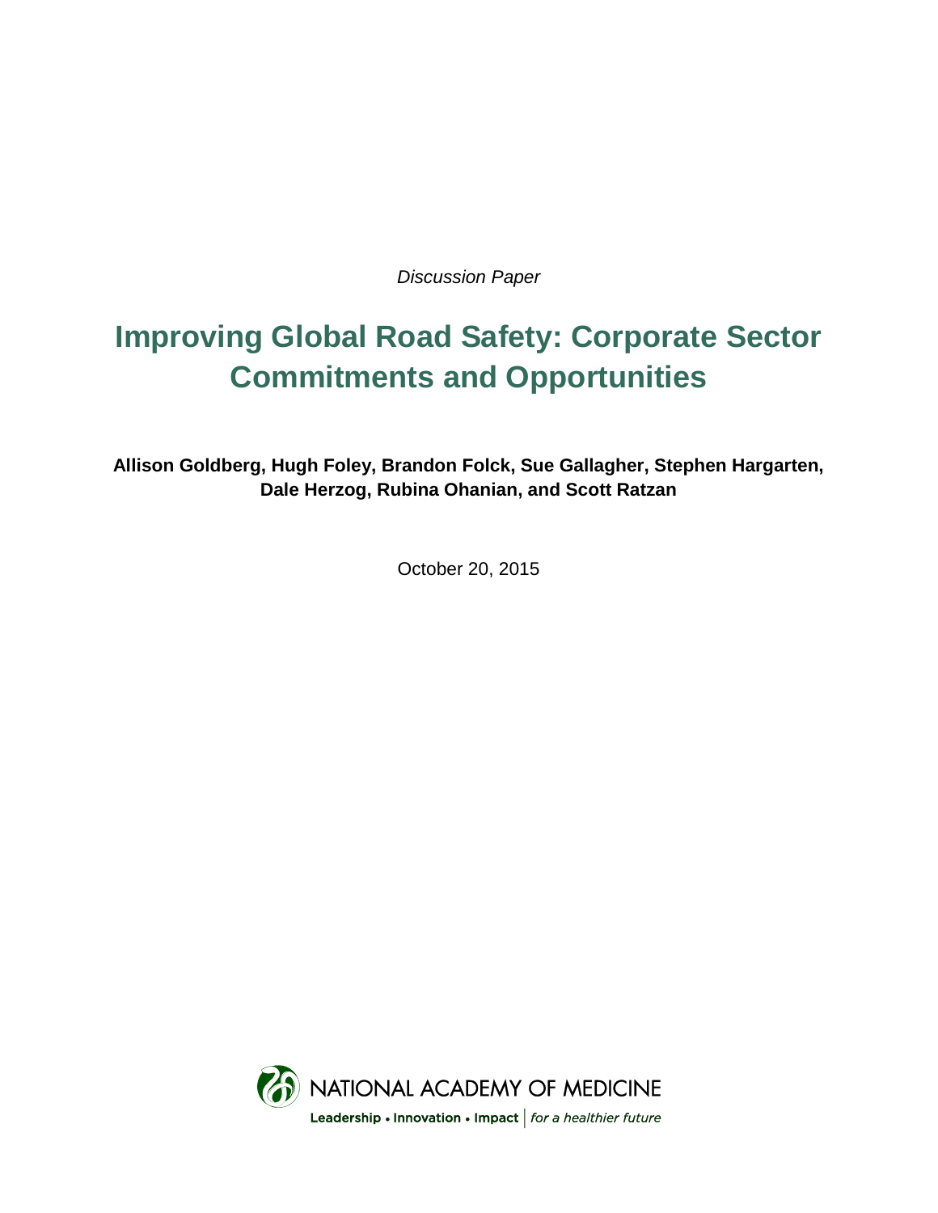*Discussion Paper*

# Improving Global Road Safety: Corporate Sector Commitments and Opportunities

**Allison Goldberg, Hugh Foley, Brandon Folck, Sue Gallagher, Stephen Hargarten, Dale Herzog, Rubina Ohanian, and Scott Ratzan**

October 20, 2015

NATIONAL ACADEMY OF MEDICINE

Leadership • Innovation • Impact | *for a healthier future*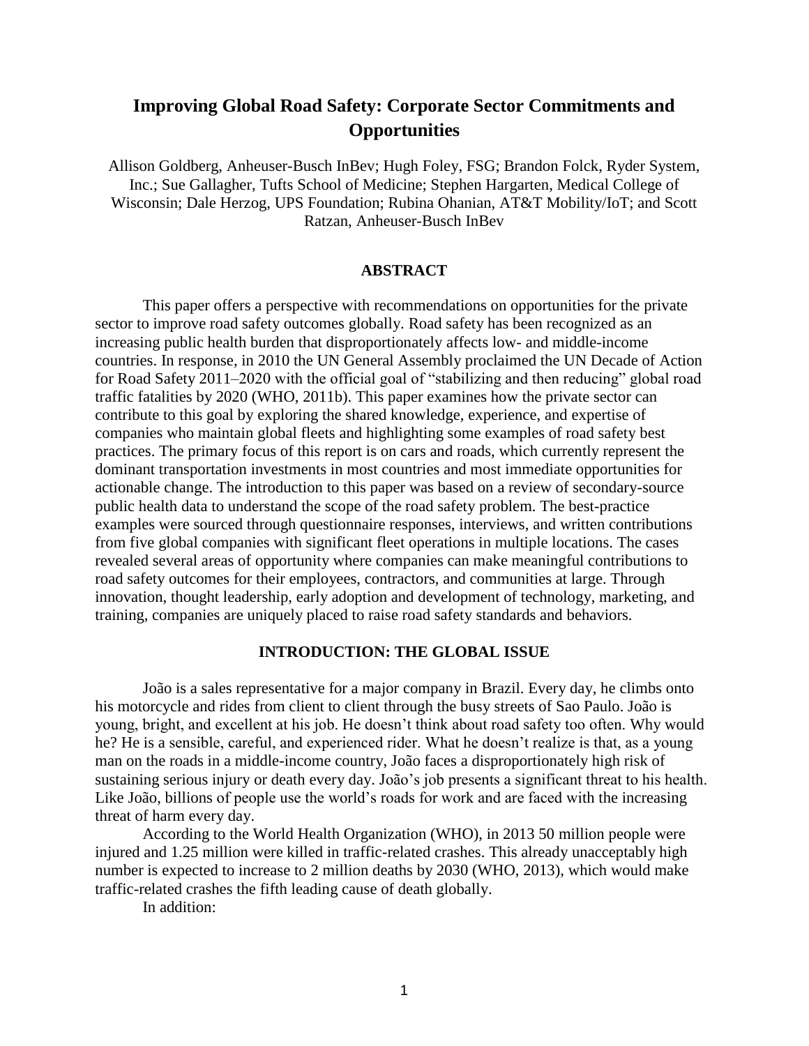# Improving Global Road Safety: Corporate Sector Commitments and Opportunities

Allison Goldberg, Anheuser-Busch InBev; Hugh Foley, FSG; Brandon Folck, Ryder System, Inc.; Sue Gallagher, Tufts School of Medicine; Stephen Hargarten, Medical College of Wisconsin; Dale Herzog, UPS Foundation; Rubina Ohanian, AT&T Mobility/IoT; and Scott Ratzan, Anheuser-Busch InBev

## ABSTRACT

This paper offers a perspective with recommendations on opportunities for the private sector to improve road safety outcomes globally. Road safety has been recognized as an increasing public health burden that disproportionately affects low- and middle-income countries. In response, in 2010 the UN General Assembly proclaimed the UN Decade of Action for Road Safety 2011–2020 with the official goal of "stabilizing and then reducing" global road traffic fatalities by 2020 (WHO, 2011b). This paper examines how the private sector can contribute to this goal by exploring the shared knowledge, experience, and expertise of companies who maintain global fleets and highlighting some examples of road safety best practices. The primary focus of this report is on cars and roads, which currently represent the dominant transportation investments in most countries and most immediate opportunities for actionable change. The introduction to this paper was based on a review of secondary-source public health data to understand the scope of the road safety problem. The best-practice examples were sourced through questionnaire responses, interviews, and written contributions from five global companies with significant fleet operations in multiple locations. The cases revealed several areas of opportunity where companies can make meaningful contributions to road safety outcomes for their employees, contractors, and communities at large. Through innovation, thought leadership, early adoption and development of technology, marketing, and training, companies are uniquely placed to raise road safety standards and behaviors.

## INTRODUCTION: THE GLOBAL ISSUE

João is a sales representative for a major company in Brazil. Every day, he climbs onto his motorcycle and rides from client to client through the busy streets of Sao Paulo. João is young, bright, and excellent at his job. He doesn't think about road safety too often. Why would he? He is a sensible, careful, and experienced rider. What he doesn't realize is that, as a young man on the roads in a middle-income country, João faces a disproportionately high risk of sustaining serious injury or death every day. João's job presents a significant threat to his health. Like João, billions of people use the world's roads for work and are faced with the increasing threat of harm every day.

According to the World Health Organization (WHO), in 2013 50 million people were injured and 1.25 million were killed in traffic-related crashes. This already unacceptably high number is expected to increase to 2 million deaths by 2030 (WHO, 2013), which would make traffic-related crashes the fifth leading cause of death globally.

In addition: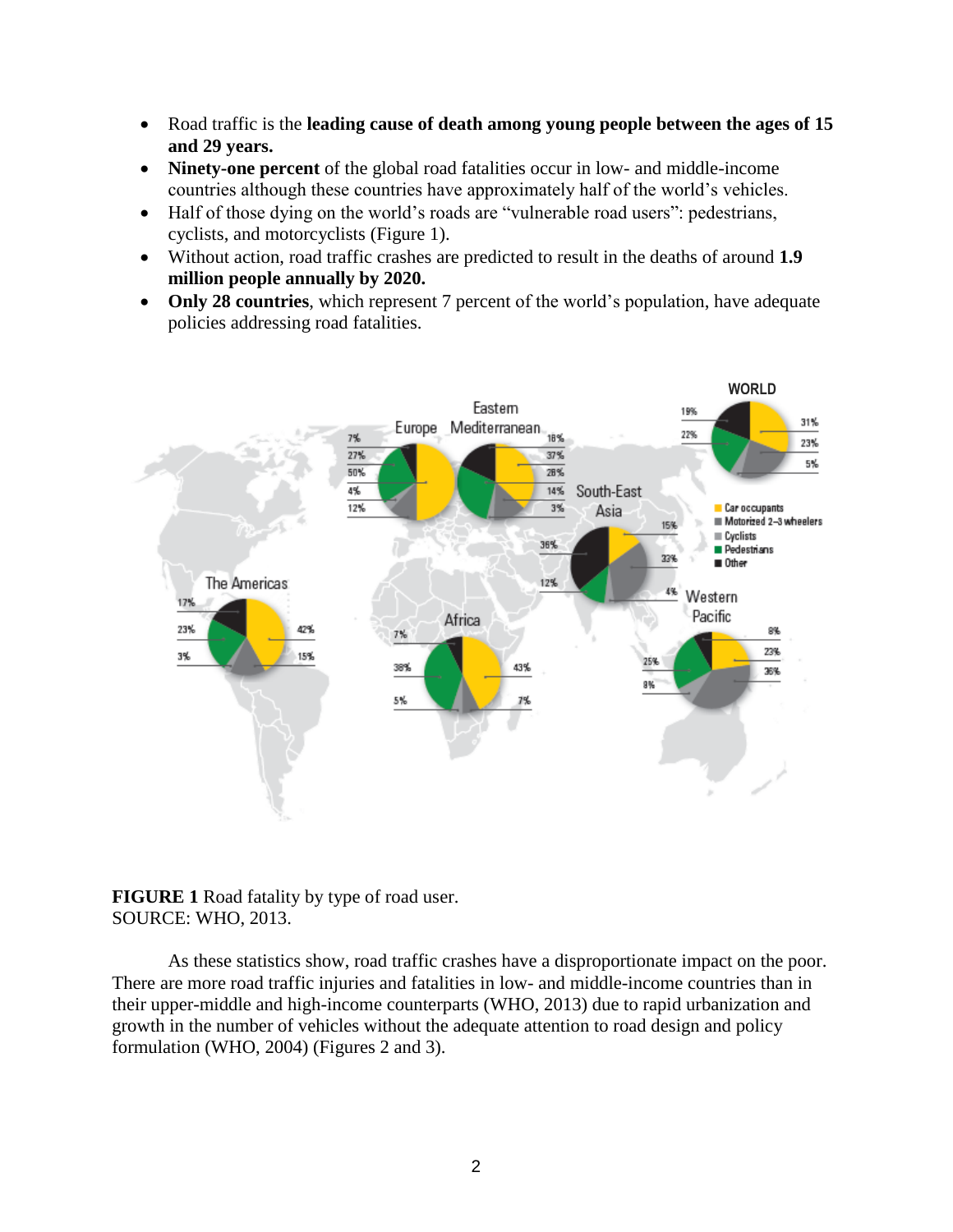- Road traffic is the **leading cause of death among young people between the ages of 15 and 29 years.**
- **Ninety-one percent** of the global road fatalities occur in low- and middle-income countries although these countries have approximately half of the world's vehicles.
- Half of those dying on the world's roads are "vulnerable road users": pedestrians, cyclists, and motorcyclists (Figure 1).
- Without action, road traffic crashes are predicted to result in the deaths of around **1.9 million people annually by 2020.**
- **Only 28 countries**, which represent 7 percent of the world's population, have adequate policies addressing road fatalities.

**FIGURE 1** Road fatality by type of road user.
SOURCE: WHO, 2013.

As these statistics show, road traffic crashes have a disproportionate impact on the poor. There are more road traffic injuries and fatalities in low- and middle-income countries than in their upper-middle and high-income counterparts (WHO, 2013) due to rapid urbanization and growth in the number of vehicles without the adequate attention to road design and policy formulation (WHO, 2004) (Figures 2 and 3).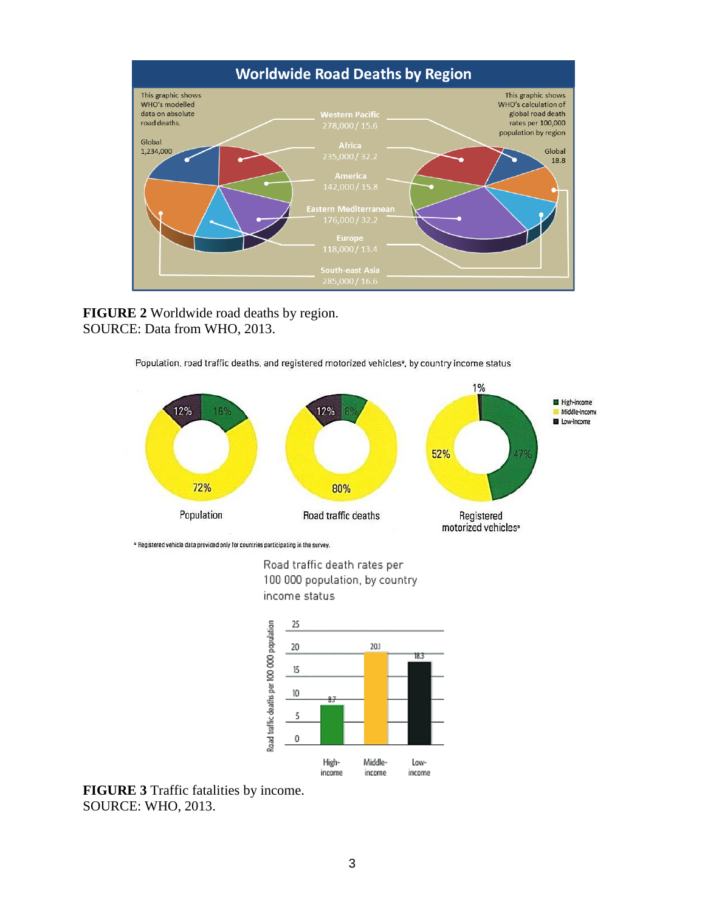**FIGURE 2** Worldwide road deaths by region.
SOURCE: Data from WHO, 2013.

**FIGURE 3** Traffic fatalities by income.
SOURCE: WHO, 2013.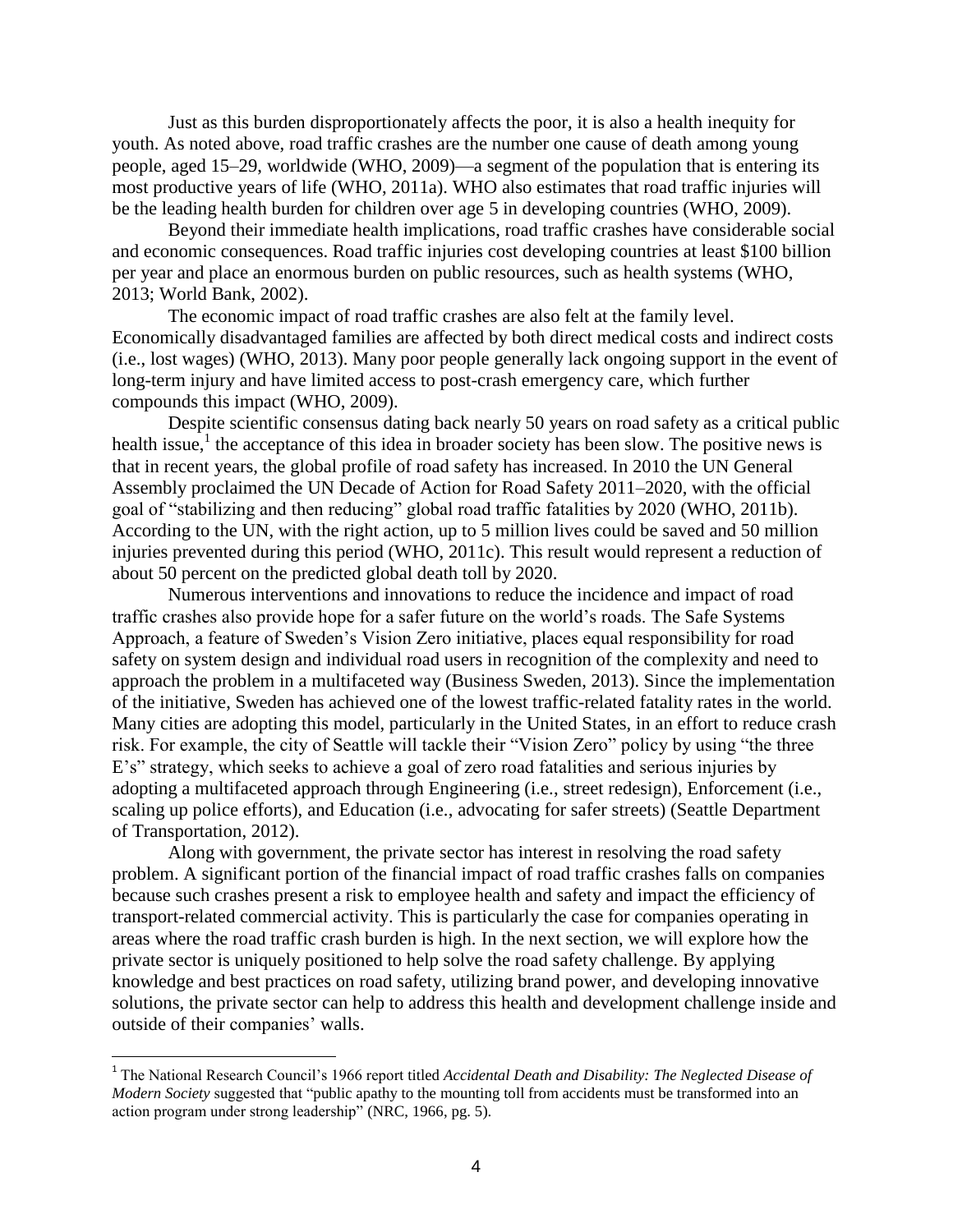Just as this burden disproportionately affects the poor, it is also a health inequity for youth. As noted above, road traffic crashes are the number one cause of death among young people, aged 15–29, worldwide (WHO, 2009)—a segment of the population that is entering its most productive years of life (WHO, 2011a). WHO also estimates that road traffic injuries will be the leading health burden for children over age 5 in developing countries (WHO, 2009).

Beyond their immediate health implications, road traffic crashes have considerable social and economic consequences. Road traffic injuries cost developing countries at least \$100 billion per year and place an enormous burden on public resources, such as health systems (WHO, 2013; World Bank, 2002).

The economic impact of road traffic crashes are also felt at the family level. Economically disadvantaged families are affected by both direct medical costs and indirect costs (i.e., lost wages) (WHO, 2013). Many poor people generally lack ongoing support in the event of long-term injury and have limited access to post-crash emergency care, which further compounds this impact (WHO, 2009).

Despite scientific consensus dating back nearly 50 years on road safety as a critical public health issue,[1] the acceptance of this idea in broader society has been slow. The positive news is that in recent years, the global profile of road safety has increased. In 2010 the UN General Assembly proclaimed the UN Decade of Action for Road Safety 2011–2020, with the official goal of "stabilizing and then reducing" global road traffic fatalities by 2020 (WHO, 2011b). According to the UN, with the right action, up to 5 million lives could be saved and 50 million injuries prevented during this period (WHO, 2011c). This result would represent a reduction of about 50 percent on the predicted global death toll by 2020.

Numerous interventions and innovations to reduce the incidence and impact of road traffic crashes also provide hope for a safer future on the world's roads. The Safe Systems Approach, a feature of Sweden's Vision Zero initiative, places equal responsibility for road safety on system design and individual road users in recognition of the complexity and need to approach the problem in a multifaceted way (Business Sweden, 2013). Since the implementation of the initiative, Sweden has achieved one of the lowest traffic-related fatality rates in the world. Many cities are adopting this model, particularly in the United States, in an effort to reduce crash risk. For example, the city of Seattle will tackle their "Vision Zero" policy by using "the three E's" strategy, which seeks to achieve a goal of zero road fatalities and serious injuries by adopting a multifaceted approach through Engineering (i.e., street redesign), Enforcement (i.e., scaling up police efforts), and Education (i.e., advocating for safer streets) (Seattle Department of Transportation, 2012).

Along with government, the private sector has interest in resolving the road safety problem. A significant portion of the financial impact of road traffic crashes falls on companies because such crashes present a risk to employee health and safety and impact the efficiency of transport-related commercial activity. This is particularly the case for companies operating in areas where the road traffic crash burden is high. In the next section, we will explore how the private sector is uniquely positioned to help solve the road safety challenge. By applying knowledge and best practices on road safety, utilizing brand power, and developing innovative solutions, the private sector can help to address this health and development challenge inside and outside of their companies' walls.

---

[1] The National Research Council's 1966 report titled *Accidental Death and Disability: The Neglected Disease of Modern Society* suggested that "public apathy to the mounting toll from accidents must be transformed into an action program under strong leadership" (NRC, 1966, pg. 5).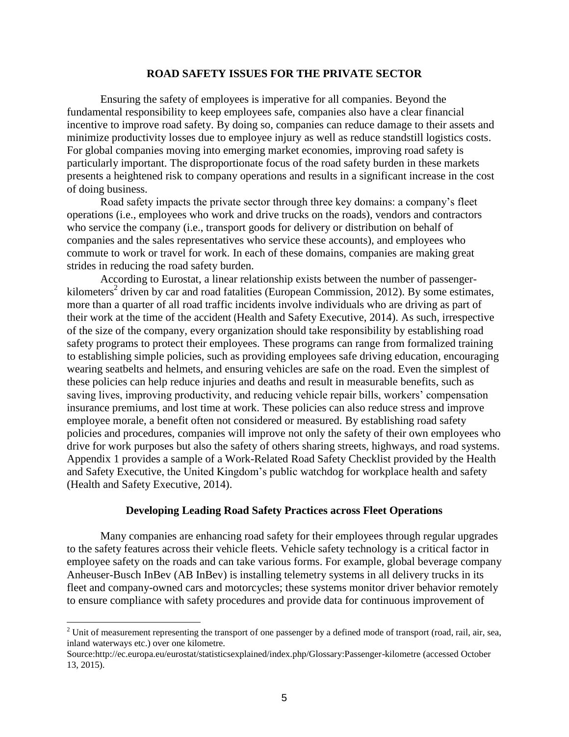## ROAD SAFETY ISSUES FOR THE PRIVATE SECTOR

Ensuring the safety of employees is imperative for all companies. Beyond the fundamental responsibility to keep employees safe, companies also have a clear financial incentive to improve road safety. By doing so, companies can reduce damage to their assets and minimize productivity losses due to employee injury as well as reduce standstill logistics costs. For global companies moving into emerging market economies, improving road safety is particularly important. The disproportionate focus of the road safety burden in these markets presents a heightened risk to company operations and results in a significant increase in the cost of doing business.

Road safety impacts the private sector through three key domains: a company's fleet operations (i.e., employees who work and drive trucks on the roads), vendors and contractors who service the company (i.e., transport goods for delivery or distribution on behalf of companies and the sales representatives who service these accounts), and employees who commute to work or travel for work. In each of these domains, companies are making great strides in reducing the road safety burden.

According to Eurostat, a linear relationship exists between the number of passenger-kilometers[2] driven by car and road fatalities (European Commission, 2012). By some estimates, more than a quarter of all road traffic incidents involve individuals who are driving as part of their work at the time of the accident (Health and Safety Executive, 2014). As such, irrespective of the size of the company, every organization should take responsibility by establishing road safety programs to protect their employees. These programs can range from formalized training to establishing simple policies, such as providing employees safe driving education, encouraging wearing seatbelts and helmets, and ensuring vehicles are safe on the road. Even the simplest of these policies can help reduce injuries and deaths and result in measurable benefits, such as saving lives, improving productivity, and reducing vehicle repair bills, workers' compensation insurance premiums, and lost time at work. These policies can also reduce stress and improve employee morale, a benefit often not considered or measured. By establishing road safety policies and procedures, companies will improve not only the safety of their own employees who drive for work purposes but also the safety of others sharing streets, highways, and road systems. Appendix 1 provides a sample of a Work-Related Road Safety Checklist provided by the Health and Safety Executive, the United Kingdom's public watchdog for workplace health and safety (Health and Safety Executive, 2014).

### Developing Leading Road Safety Practices across Fleet Operations

Many companies are enhancing road safety for their employees through regular upgrades to the safety features across their vehicle fleets. Vehicle safety technology is a critical factor in employee safety on the roads and can take various forms. For example, global beverage company Anheuser-Busch InBev (AB InBev) is installing telemetry systems in all delivery trucks in its fleet and company-owned cars and motorcycles; these systems monitor driver behavior remotely to ensure compliance with safety procedures and provide data for continuous improvement of

---

[2] Unit of measurement representing the transport of one passenger by a defined mode of transport (road, rail, air, sea, inland waterways etc.) over one kilometre.
Source:http://ec.europa.eu/eurostat/statisticsexplained/index.php/Glossary:Passenger-kilometre (accessed October 13, 2015).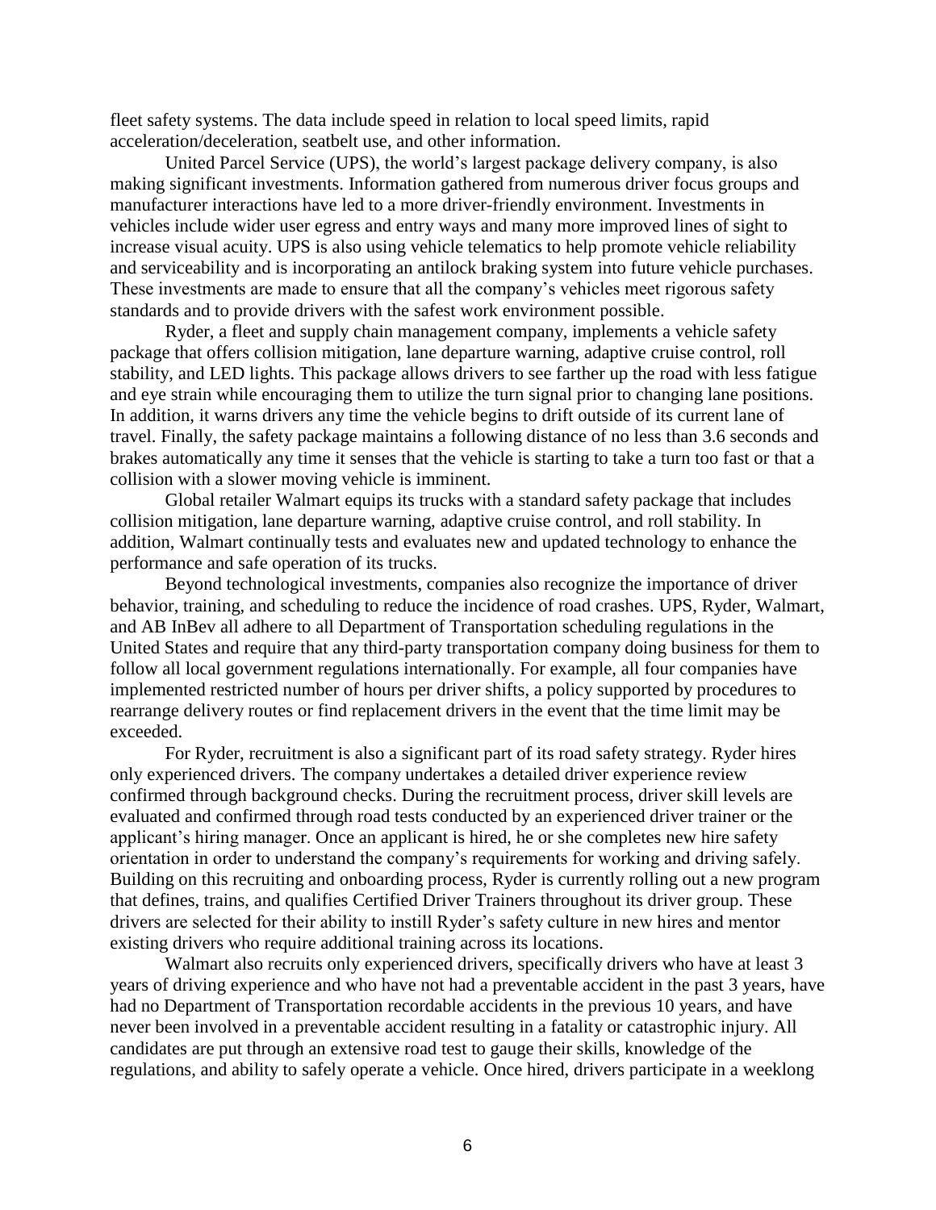fleet safety systems. The data include speed in relation to local speed limits, rapid acceleration/deceleration, seatbelt use, and other information.

United Parcel Service (UPS), the world's largest package delivery company, is also making significant investments. Information gathered from numerous driver focus groups and manufacturer interactions have led to a more driver-friendly environment. Investments in vehicles include wider user egress and entry ways and many more improved lines of sight to increase visual acuity. UPS is also using vehicle telematics to help promote vehicle reliability and serviceability and is incorporating an antilock braking system into future vehicle purchases. These investments are made to ensure that all the company's vehicles meet rigorous safety standards and to provide drivers with the safest work environment possible.

Ryder, a fleet and supply chain management company, implements a vehicle safety package that offers collision mitigation, lane departure warning, adaptive cruise control, roll stability, and LED lights. This package allows drivers to see farther up the road with less fatigue and eye strain while encouraging them to utilize the turn signal prior to changing lane positions. In addition, it warns drivers any time the vehicle begins to drift outside of its current lane of travel. Finally, the safety package maintains a following distance of no less than 3.6 seconds and brakes automatically any time it senses that the vehicle is starting to take a turn too fast or that a collision with a slower moving vehicle is imminent.

Global retailer Walmart equips its trucks with a standard safety package that includes collision mitigation, lane departure warning, adaptive cruise control, and roll stability. In addition, Walmart continually tests and evaluates new and updated technology to enhance the performance and safe operation of its trucks.

Beyond technological investments, companies also recognize the importance of driver behavior, training, and scheduling to reduce the incidence of road crashes. UPS, Ryder, Walmart, and AB InBev all adhere to all Department of Transportation scheduling regulations in the United States and require that any third-party transportation company doing business for them to follow all local government regulations internationally. For example, all four companies have implemented restricted number of hours per driver shifts, a policy supported by procedures to rearrange delivery routes or find replacement drivers in the event that the time limit may be exceeded.

For Ryder, recruitment is also a significant part of its road safety strategy. Ryder hires only experienced drivers. The company undertakes a detailed driver experience review confirmed through background checks. During the recruitment process, driver skill levels are evaluated and confirmed through road tests conducted by an experienced driver trainer or the applicant's hiring manager. Once an applicant is hired, he or she completes new hire safety orientation in order to understand the company's requirements for working and driving safely. Building on this recruiting and onboarding process, Ryder is currently rolling out a new program that defines, trains, and qualifies Certified Driver Trainers throughout its driver group. These drivers are selected for their ability to instill Ryder's safety culture in new hires and mentor existing drivers who require additional training across its locations.

Walmart also recruits only experienced drivers, specifically drivers who have at least 3 years of driving experience and who have not had a preventable accident in the past 3 years, have had no Department of Transportation recordable accidents in the previous 10 years, and have never been involved in a preventable accident resulting in a fatality or catastrophic injury. All candidates are put through an extensive road test to gauge their skills, knowledge of the regulations, and ability to safely operate a vehicle. Once hired, drivers participate in a weeklong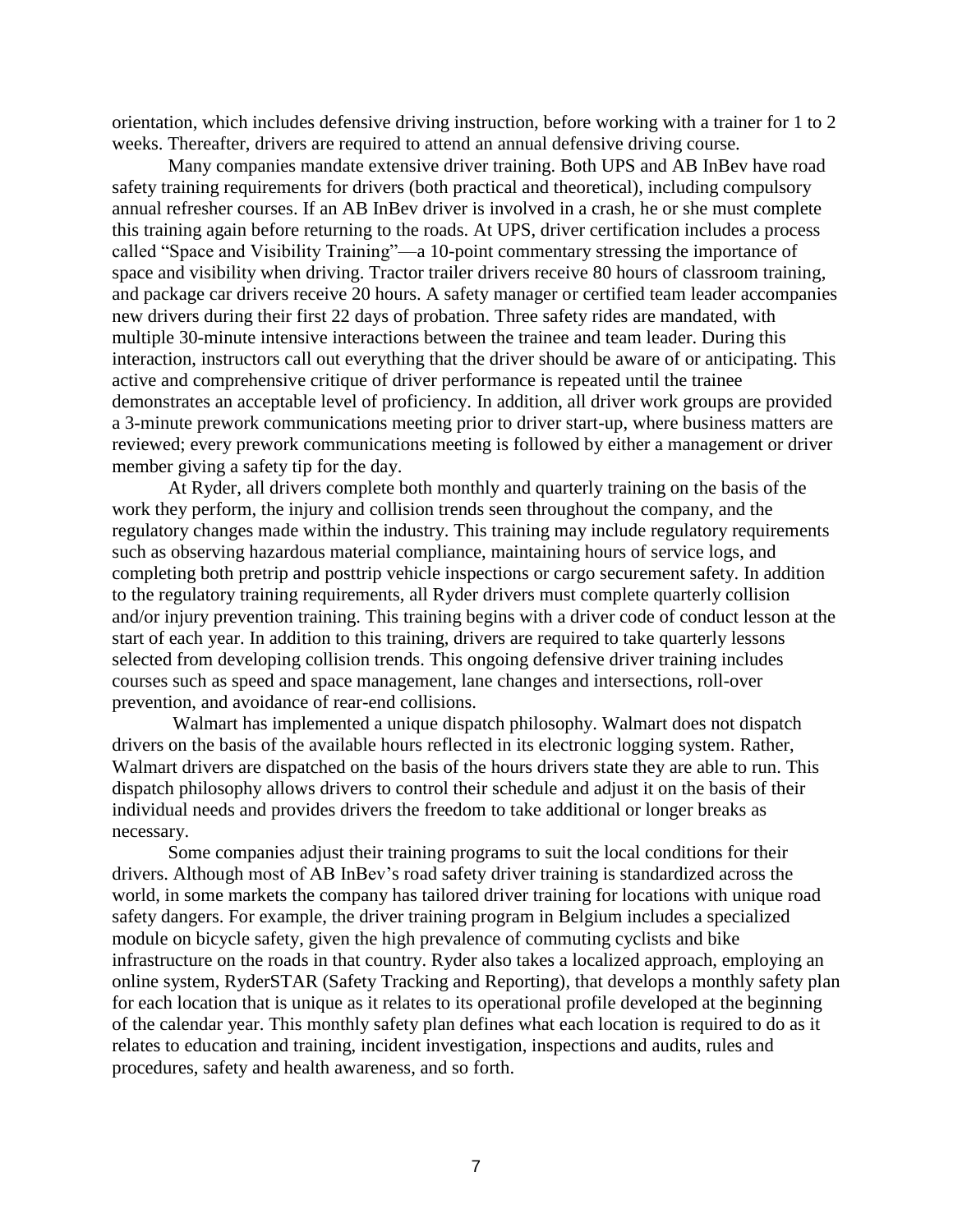orientation, which includes defensive driving instruction, before working with a trainer for 1 to 2 weeks. Thereafter, drivers are required to attend an annual defensive driving course.

Many companies mandate extensive driver training. Both UPS and AB InBev have road safety training requirements for drivers (both practical and theoretical), including compulsory annual refresher courses. If an AB InBev driver is involved in a crash, he or she must complete this training again before returning to the roads. At UPS, driver certification includes a process called "Space and Visibility Training"—a 10-point commentary stressing the importance of space and visibility when driving. Tractor trailer drivers receive 80 hours of classroom training, and package car drivers receive 20 hours. A safety manager or certified team leader accompanies new drivers during their first 22 days of probation. Three safety rides are mandated, with multiple 30-minute intensive interactions between the trainee and team leader. During this interaction, instructors call out everything that the driver should be aware of or anticipating. This active and comprehensive critique of driver performance is repeated until the trainee demonstrates an acceptable level of proficiency. In addition, all driver work groups are provided a 3-minute prework communications meeting prior to driver start-up, where business matters are reviewed; every prework communications meeting is followed by either a management or driver member giving a safety tip for the day.

At Ryder, all drivers complete both monthly and quarterly training on the basis of the work they perform, the injury and collision trends seen throughout the company, and the regulatory changes made within the industry. This training may include regulatory requirements such as observing hazardous material compliance, maintaining hours of service logs, and completing both pretrip and posttrip vehicle inspections or cargo securement safety. In addition to the regulatory training requirements, all Ryder drivers must complete quarterly collision and/or injury prevention training. This training begins with a driver code of conduct lesson at the start of each year. In addition to this training, drivers are required to take quarterly lessons selected from developing collision trends. This ongoing defensive driver training includes courses such as speed and space management, lane changes and intersections, roll-over prevention, and avoidance of rear-end collisions.

Walmart has implemented a unique dispatch philosophy. Walmart does not dispatch drivers on the basis of the available hours reflected in its electronic logging system. Rather, Walmart drivers are dispatched on the basis of the hours drivers state they are able to run. This dispatch philosophy allows drivers to control their schedule and adjust it on the basis of their individual needs and provides drivers the freedom to take additional or longer breaks as necessary.

Some companies adjust their training programs to suit the local conditions for their drivers. Although most of AB InBev's road safety driver training is standardized across the world, in some markets the company has tailored driver training for locations with unique road safety dangers. For example, the driver training program in Belgium includes a specialized module on bicycle safety, given the high prevalence of commuting cyclists and bike infrastructure on the roads in that country. Ryder also takes a localized approach, employing an online system, RyderSTAR (Safety Tracking and Reporting), that develops a monthly safety plan for each location that is unique as it relates to its operational profile developed at the beginning of the calendar year. This monthly safety plan defines what each location is required to do as it relates to education and training, incident investigation, inspections and audits, rules and procedures, safety and health awareness, and so forth.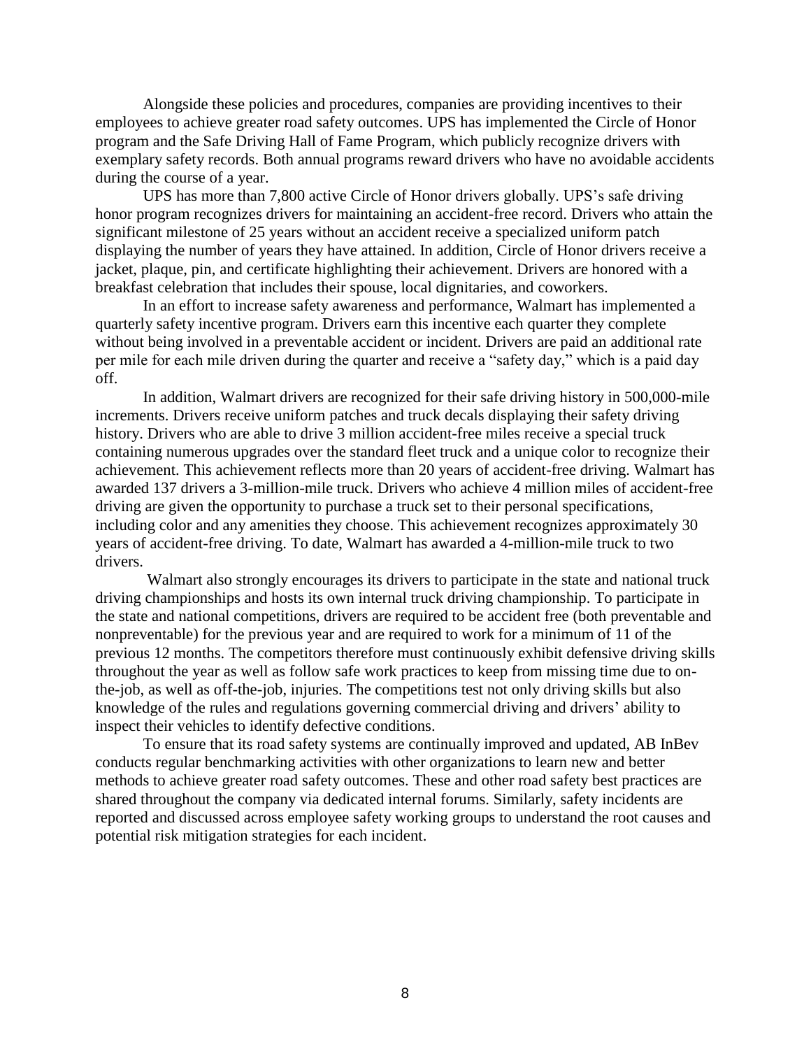Alongside these policies and procedures, companies are providing incentives to their employees to achieve greater road safety outcomes. UPS has implemented the Circle of Honor program and the Safe Driving Hall of Fame Program, which publicly recognize drivers with exemplary safety records. Both annual programs reward drivers who have no avoidable accidents during the course of a year.

UPS has more than 7,800 active Circle of Honor drivers globally. UPS's safe driving honor program recognizes drivers for maintaining an accident-free record. Drivers who attain the significant milestone of 25 years without an accident receive a specialized uniform patch displaying the number of years they have attained. In addition, Circle of Honor drivers receive a jacket, plaque, pin, and certificate highlighting their achievement. Drivers are honored with a breakfast celebration that includes their spouse, local dignitaries, and coworkers.

In an effort to increase safety awareness and performance, Walmart has implemented a quarterly safety incentive program. Drivers earn this incentive each quarter they complete without being involved in a preventable accident or incident. Drivers are paid an additional rate per mile for each mile driven during the quarter and receive a "safety day," which is a paid day off.

In addition, Walmart drivers are recognized for their safe driving history in 500,000-mile increments. Drivers receive uniform patches and truck decals displaying their safety driving history. Drivers who are able to drive 3 million accident-free miles receive a special truck containing numerous upgrades over the standard fleet truck and a unique color to recognize their achievement. This achievement reflects more than 20 years of accident-free driving. Walmart has awarded 137 drivers a 3-million-mile truck. Drivers who achieve 4 million miles of accident-free driving are given the opportunity to purchase a truck set to their personal specifications, including color and any amenities they choose. This achievement recognizes approximately 30 years of accident-free driving. To date, Walmart has awarded a 4-million-mile truck to two drivers.

Walmart also strongly encourages its drivers to participate in the state and national truck driving championships and hosts its own internal truck driving championship. To participate in the state and national competitions, drivers are required to be accident free (both preventable and nonpreventable) for the previous year and are required to work for a minimum of 11 of the previous 12 months. The competitors therefore must continuously exhibit defensive driving skills throughout the year as well as follow safe work practices to keep from missing time due to on-the-job, as well as off-the-job, injuries. The competitions test not only driving skills but also knowledge of the rules and regulations governing commercial driving and drivers' ability to inspect their vehicles to identify defective conditions.

To ensure that its road safety systems are continually improved and updated, AB InBev conducts regular benchmarking activities with other organizations to learn new and better methods to achieve greater road safety outcomes. These and other road safety best practices are shared throughout the company via dedicated internal forums. Similarly, safety incidents are reported and discussed across employee safety working groups to understand the root causes and potential risk mitigation strategies for each incident.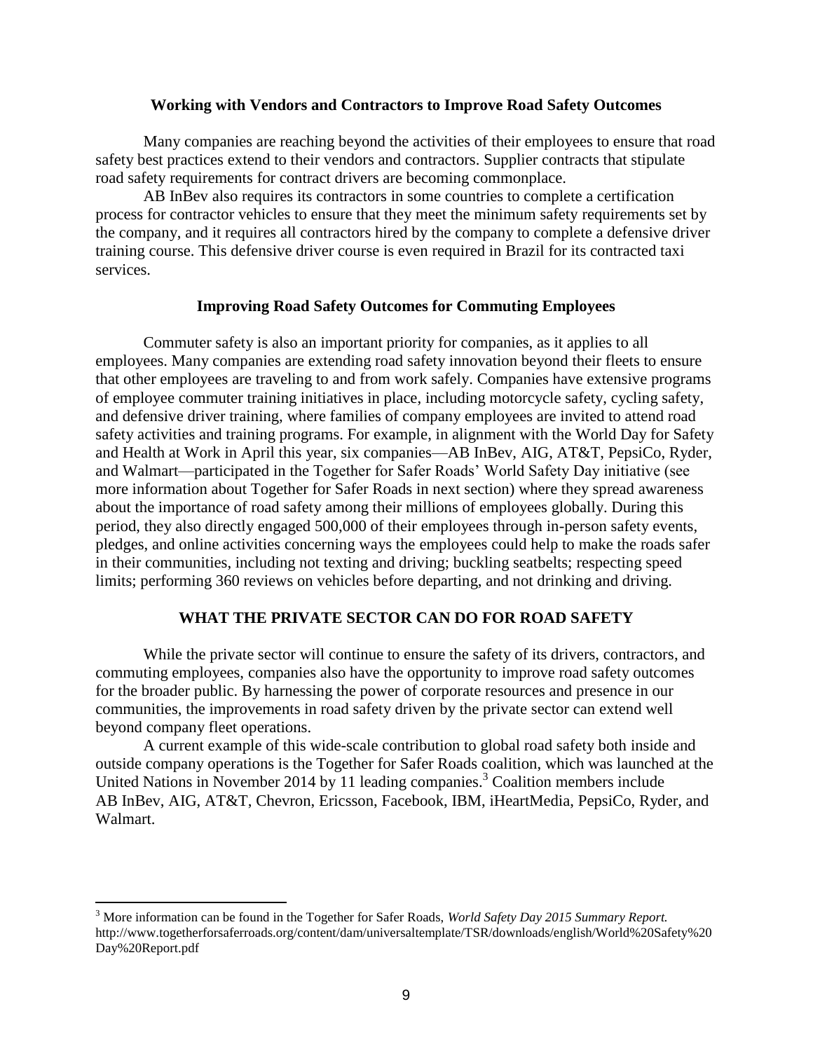### Working with Vendors and Contractors to Improve Road Safety Outcomes

Many companies are reaching beyond the activities of their employees to ensure that road safety best practices extend to their vendors and contractors. Supplier contracts that stipulate road safety requirements for contract drivers are becoming commonplace.

AB InBev also requires its contractors in some countries to complete a certification process for contractor vehicles to ensure that they meet the minimum safety requirements set by the company, and it requires all contractors hired by the company to complete a defensive driver training course. This defensive driver course is even required in Brazil for its contracted taxi services.

### Improving Road Safety Outcomes for Commuting Employees

Commuter safety is also an important priority for companies, as it applies to all employees. Many companies are extending road safety innovation beyond their fleets to ensure that other employees are traveling to and from work safely. Companies have extensive programs of employee commuter training initiatives in place, including motorcycle safety, cycling safety, and defensive driver training, where families of company employees are invited to attend road safety activities and training programs. For example, in alignment with the World Day for Safety and Health at Work in April this year, six companies—AB InBev, AIG, AT&T, PepsiCo, Ryder, and Walmart—participated in the Together for Safer Roads' World Safety Day initiative (see more information about Together for Safer Roads in next section) where they spread awareness about the importance of road safety among their millions of employees globally. During this period, they also directly engaged 500,000 of their employees through in-person safety events, pledges, and online activities concerning ways the employees could help to make the roads safer in their communities, including not texting and driving; buckling seatbelts; respecting speed limits; performing 360 reviews on vehicles before departing, and not drinking and driving.

## WHAT THE PRIVATE SECTOR CAN DO FOR ROAD SAFETY

While the private sector will continue to ensure the safety of its drivers, contractors, and commuting employees, companies also have the opportunity to improve road safety outcomes for the broader public. By harnessing the power of corporate resources and presence in our communities, the improvements in road safety driven by the private sector can extend well beyond company fleet operations.

A current example of this wide-scale contribution to global road safety both inside and outside company operations is the Together for Safer Roads coalition, which was launched at the United Nations in November 2014 by 11 leading companies.[3] Coalition members include AB InBev, AIG, AT&T, Chevron, Ericsson, Facebook, IBM, iHeartMedia, PepsiCo, Ryder, and Walmart.

---

[3] More information can be found in the Together for Safer Roads, *World Safety Day 2015 Summary Report.* http://www.togetherforsaferroads.org/content/dam/universaltemplate/TSR/downloads/english/World%20Safety%20Day%20Report.pdf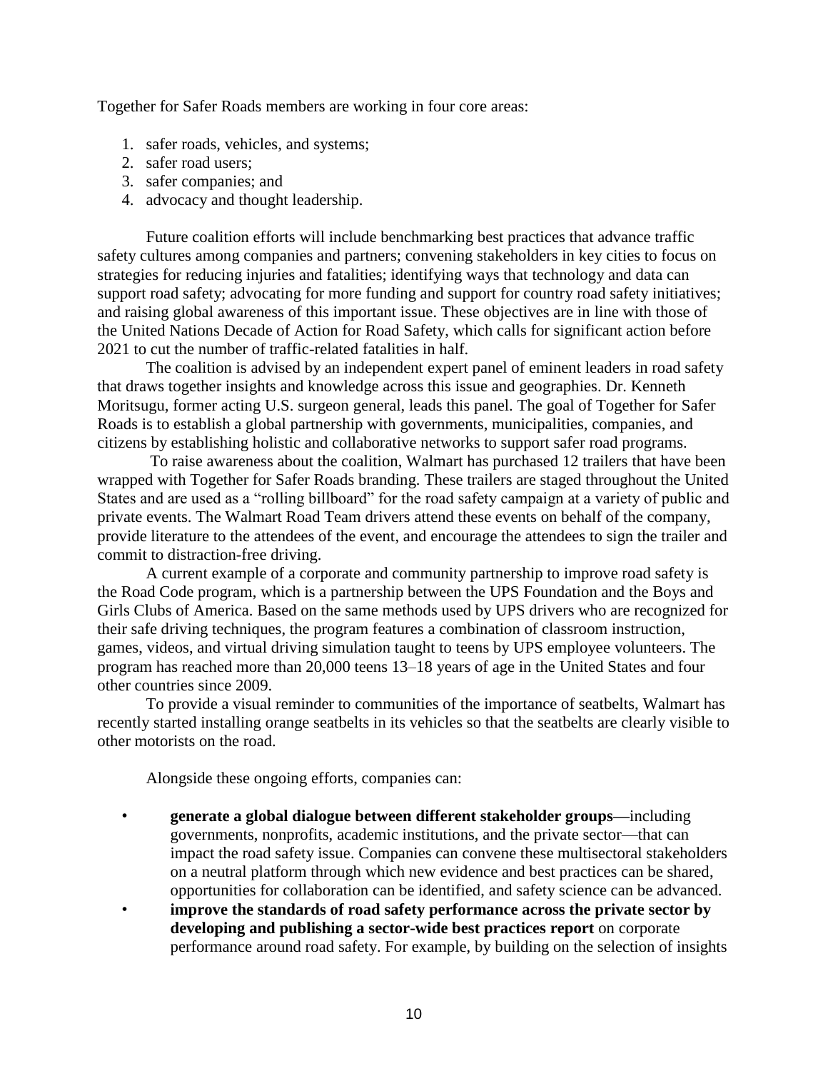Together for Safer Roads members are working in four core areas:

1. safer roads, vehicles, and systems;
2. safer road users;
3. safer companies; and
4. advocacy and thought leadership.

Future coalition efforts will include benchmarking best practices that advance traffic safety cultures among companies and partners; convening stakeholders in key cities to focus on strategies for reducing injuries and fatalities; identifying ways that technology and data can support road safety; advocating for more funding and support for country road safety initiatives; and raising global awareness of this important issue. These objectives are in line with those of the United Nations Decade of Action for Road Safety, which calls for significant action before 2021 to cut the number of traffic-related fatalities in half.

The coalition is advised by an independent expert panel of eminent leaders in road safety that draws together insights and knowledge across this issue and geographies. Dr. Kenneth Moritsugu, former acting U.S. surgeon general, leads this panel. The goal of Together for Safer Roads is to establish a global partnership with governments, municipalities, companies, and citizens by establishing holistic and collaborative networks to support safer road programs.

To raise awareness about the coalition, Walmart has purchased 12 trailers that have been wrapped with Together for Safer Roads branding. These trailers are staged throughout the United States and are used as a "rolling billboard" for the road safety campaign at a variety of public and private events. The Walmart Road Team drivers attend these events on behalf of the company, provide literature to the attendees of the event, and encourage the attendees to sign the trailer and commit to distraction-free driving.

A current example of a corporate and community partnership to improve road safety is the Road Code program, which is a partnership between the UPS Foundation and the Boys and Girls Clubs of America. Based on the same methods used by UPS drivers who are recognized for their safe driving techniques, the program features a combination of classroom instruction, games, videos, and virtual driving simulation taught to teens by UPS employee volunteers. The program has reached more than 20,000 teens 13–18 years of age in the United States and four other countries since 2009.

To provide a visual reminder to communities of the importance of seatbelts, Walmart has recently started installing orange seatbelts in its vehicles so that the seatbelts are clearly visible to other motorists on the road.

Alongside these ongoing efforts, companies can:

- **generate a global dialogue between different stakeholder groups—**including governments, nonprofits, academic institutions, and the private sector—that can impact the road safety issue. Companies can convene these multisectoral stakeholders on a neutral platform through which new evidence and best practices can be shared, opportunities for collaboration can be identified, and safety science can be advanced.
- **improve the standards of road safety performance across the private sector by developing and publishing a sector-wide best practices report** on corporate performance around road safety. For example, by building on the selection of insights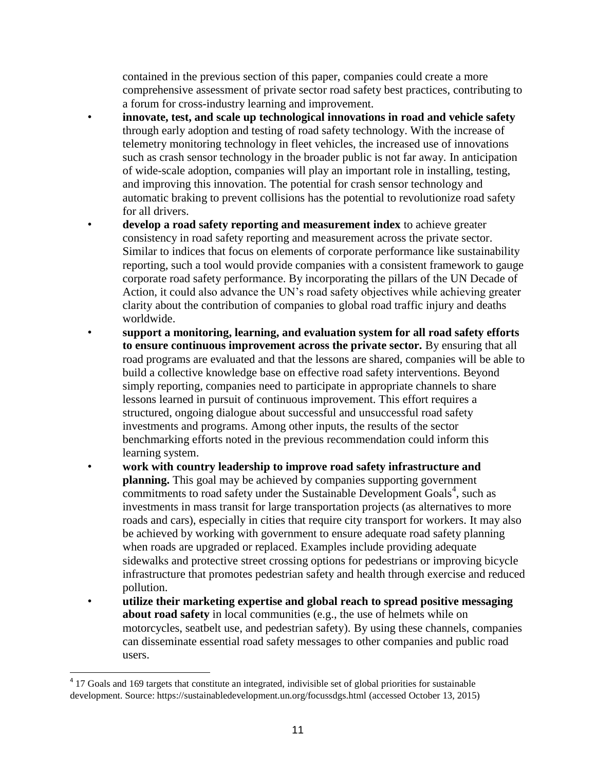contained in the previous section of this paper, companies could create a more comprehensive assessment of private sector road safety best practices, contributing to a forum for cross-industry learning and improvement.

- **innovate, test, and scale up technological innovations in road and vehicle safety** through early adoption and testing of road safety technology. With the increase of telemetry monitoring technology in fleet vehicles, the increased use of innovations such as crash sensor technology in the broader public is not far away. In anticipation of wide-scale adoption, companies will play an important role in installing, testing, and improving this innovation. The potential for crash sensor technology and automatic braking to prevent collisions has the potential to revolutionize road safety for all drivers.
- **develop a road safety reporting and measurement index** to achieve greater consistency in road safety reporting and measurement across the private sector. Similar to indices that focus on elements of corporate performance like sustainability reporting, such a tool would provide companies with a consistent framework to gauge corporate road safety performance. By incorporating the pillars of the UN Decade of Action, it could also advance the UN's road safety objectives while achieving greater clarity about the contribution of companies to global road traffic injury and deaths worldwide.
- **support a monitoring, learning, and evaluation system for all road safety efforts to ensure continuous improvement across the private sector.** By ensuring that all road programs are evaluated and that the lessons are shared, companies will be able to build a collective knowledge base on effective road safety interventions. Beyond simply reporting, companies need to participate in appropriate channels to share lessons learned in pursuit of continuous improvement. This effort requires a structured, ongoing dialogue about successful and unsuccessful road safety investments and programs. Among other inputs, the results of the sector benchmarking efforts noted in the previous recommendation could inform this learning system.
- **work with country leadership to improve road safety infrastructure and planning.** This goal may be achieved by companies supporting government commitments to road safety under the Sustainable Development Goals[4], such as investments in mass transit for large transportation projects (as alternatives to more roads and cars), especially in cities that require city transport for workers. It may also be achieved by working with government to ensure adequate road safety planning when roads are upgraded or replaced. Examples include providing adequate sidewalks and protective street crossing options for pedestrians or improving bicycle infrastructure that promotes pedestrian safety and health through exercise and reduced pollution.
- **utilize their marketing expertise and global reach to spread positive messaging about road safety** in local communities (e.g., the use of helmets while on motorcycles, seatbelt use, and pedestrian safety). By using these channels, companies can disseminate essential road safety messages to other companies and public road users.

---

[4] 17 Goals and 169 targets that constitute an integrated, indivisible set of global priorities for sustainable development. Source: https://sustainabledevelopment.un.org/focussdgs.html (accessed October 13, 2015)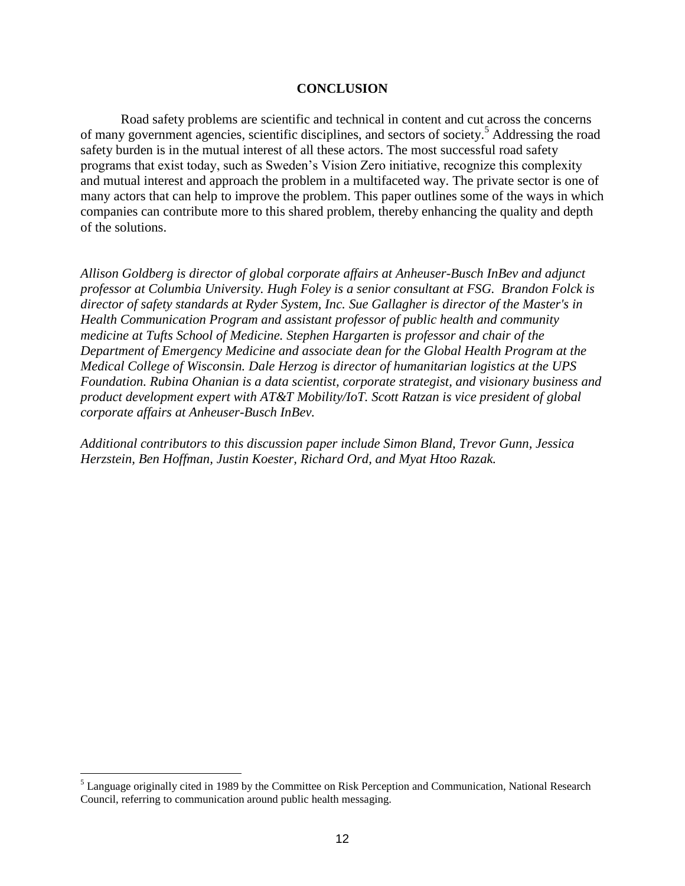## CONCLUSION

Road safety problems are scientific and technical in content and cut across the concerns of many government agencies, scientific disciplines, and sectors of society.[5] Addressing the road safety burden is in the mutual interest of all these actors. The most successful road safety programs that exist today, such as Sweden's Vision Zero initiative, recognize this complexity and mutual interest and approach the problem in a multifaceted way. The private sector is one of many actors that can help to improve the problem. This paper outlines some of the ways in which companies can contribute more to this shared problem, thereby enhancing the quality and depth of the solutions.

*Allison Goldberg is director of global corporate affairs at Anheuser-Busch InBev and adjunct professor at Columbia University. Hugh Foley is a senior consultant at FSG. Brandon Folck is director of safety standards at Ryder System, Inc. Sue Gallagher is director of the Master's in Health Communication Program and assistant professor of public health and community medicine at Tufts School of Medicine. Stephen Hargarten is professor and chair of the Department of Emergency Medicine and associate dean for the Global Health Program at the Medical College of Wisconsin. Dale Herzog is director of humanitarian logistics at the UPS Foundation. Rubina Ohanian is a data scientist, corporate strategist, and visionary business and product development expert with AT&T Mobility/IoT. Scott Ratzan is vice president of global corporate affairs at Anheuser-Busch InBev.*

*Additional contributors to this discussion paper include Simon Bland, Trevor Gunn, Jessica Herzstein, Ben Hoffman, Justin Koester, Richard Ord, and Myat Htoo Razak.*

---

[5] Language originally cited in 1989 by the Committee on Risk Perception and Communication, National Research Council, referring to communication around public health messaging.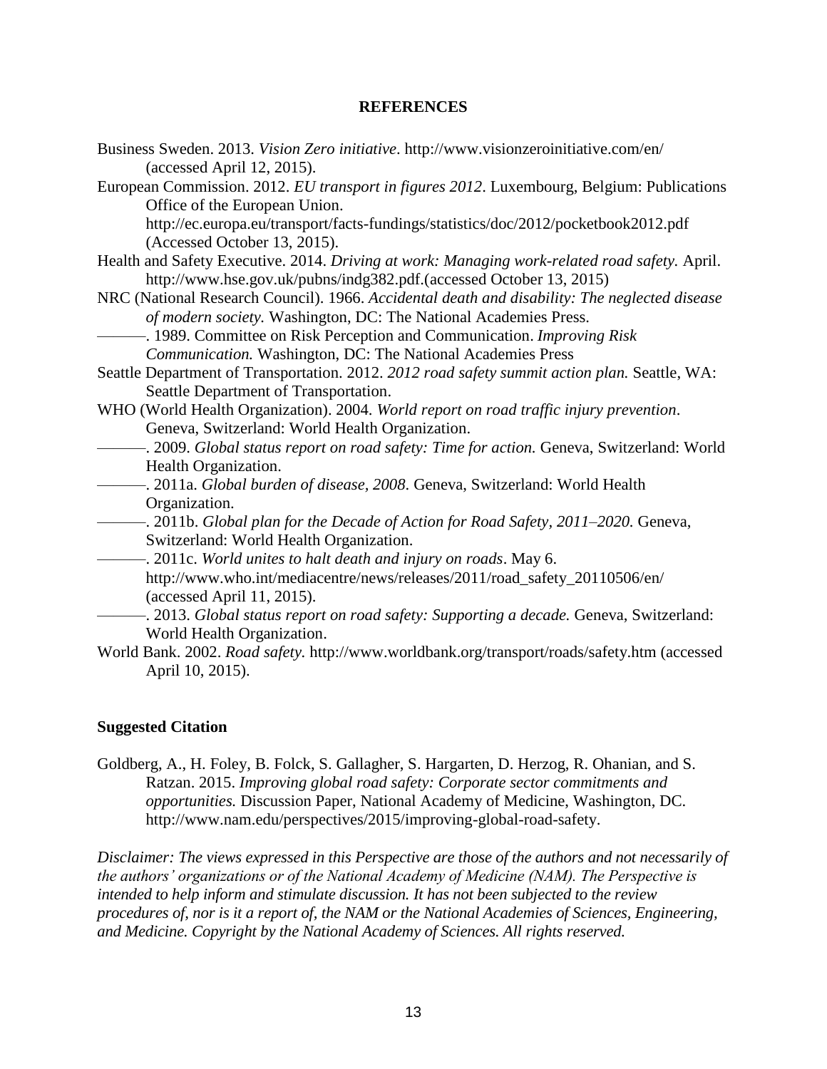## REFERENCES

Business Sweden. 2013. *Vision Zero initiative*. http://www.visionzeroinitiative.com/en/ (accessed April 12, 2015).

European Commission. 2012. *EU transport in figures 2012*. Luxembourg, Belgium: Publications Office of the European Union. http://ec.europa.eu/transport/facts-fundings/statistics/doc/2012/pocketbook2012.pdf (Accessed October 13, 2015).

Health and Safety Executive. 2014. *Driving at work: Managing work-related road safety.* April. http://www.hse.gov.uk/pubns/indg382.pdf.(accessed October 13, 2015)

NRC (National Research Council). 1966. *Accidental death and disability: The neglected disease of modern society.* Washington, DC: The National Academies Press.

———. 1989. Committee on Risk Perception and Communication. *Improving Risk Communication.* Washington, DC: The National Academies Press

Seattle Department of Transportation. 2012. *2012 road safety summit action plan.* Seattle, WA: Seattle Department of Transportation.

WHO (World Health Organization). 2004. *World report on road traffic injury prevention*. Geneva, Switzerland: World Health Organization.

———. 2009. *Global status report on road safety: Time for action.* Geneva, Switzerland: World Health Organization.

———. 2011a. *Global burden of disease, 2008*. Geneva, Switzerland: World Health Organization.

———. 2011b. *Global plan for the Decade of Action for Road Safety, 2011–2020.* Geneva, Switzerland: World Health Organization.

———. 2011c. *World unites to halt death and injury on roads*. May 6. http://www.who.int/mediacentre/news/releases/2011/road_safety_20110506/en/ (accessed April 11, 2015).

———. 2013. *Global status report on road safety: Supporting a decade.* Geneva, Switzerland: World Health Organization.

World Bank. 2002. *Road safety.* http://www.worldbank.org/transport/roads/safety.htm (accessed April 10, 2015).

### Suggested Citation

Goldberg, A., H. Foley, B. Folck, S. Gallagher, S. Hargarten, D. Herzog, R. Ohanian, and S. Ratzan. 2015. *Improving global road safety: Corporate sector commitments and opportunities.* Discussion Paper, National Academy of Medicine, Washington, DC. http://www.nam.edu/perspectives/2015/improving-global-road-safety.

*Disclaimer: The views expressed in this Perspective are those of the authors and not necessarily of the authors' organizations or of the National Academy of Medicine (NAM). The Perspective is intended to help inform and stimulate discussion. It has not been subjected to the review procedures of, nor is it a report of, the NAM or the National Academies of Sciences, Engineering, and Medicine. Copyright by the National Academy of Sciences. All rights reserved.*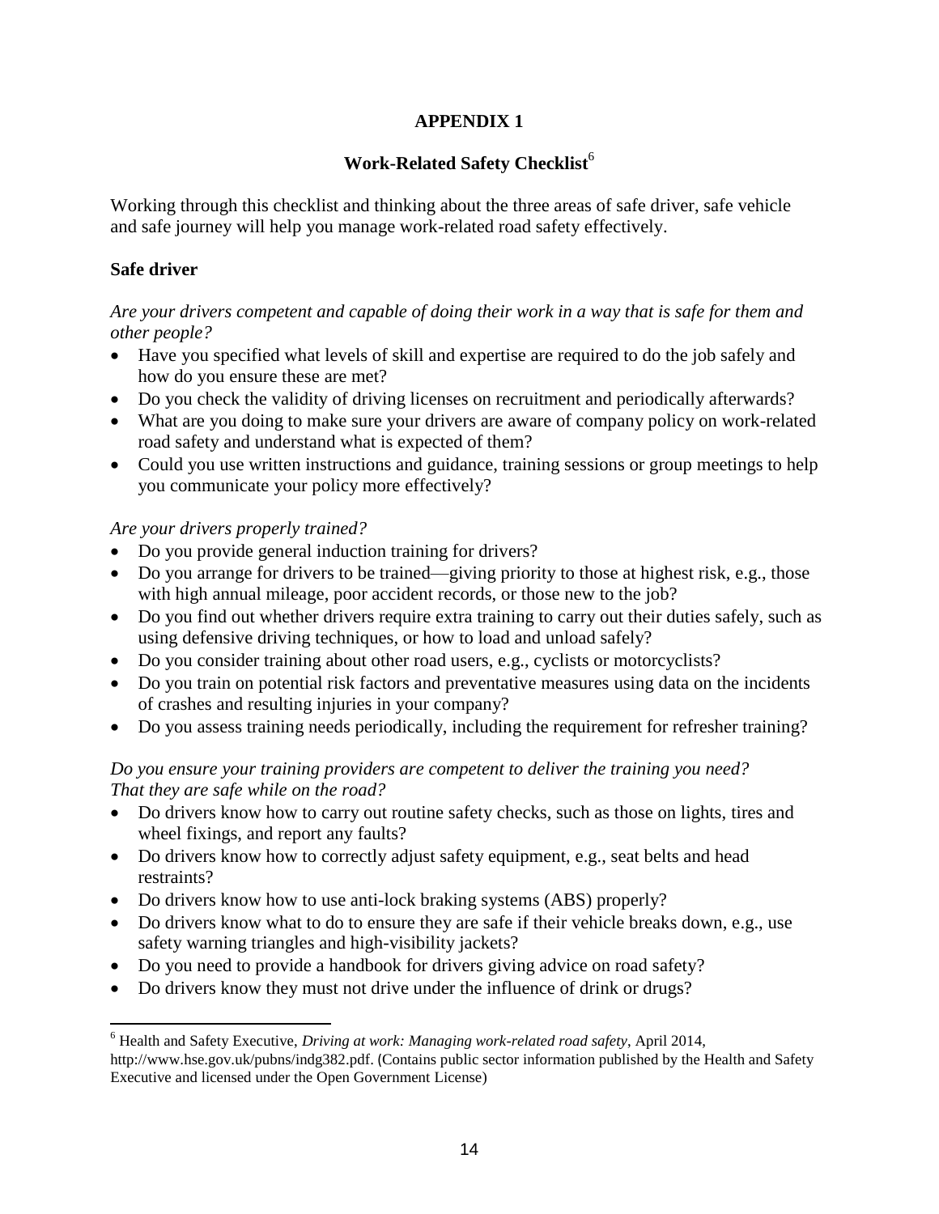# APPENDIX 1

## Work-Related Safety Checklist[6]

Working through this checklist and thinking about the three areas of safe driver, safe vehicle and safe journey will help you manage work-related road safety effectively.

### Safe driver

*Are your drivers competent and capable of doing their work in a way that is safe for them and other people?*

- Have you specified what levels of skill and expertise are required to do the job safely and how do you ensure these are met?
- Do you check the validity of driving licenses on recruitment and periodically afterwards?
- What are you doing to make sure your drivers are aware of company policy on work-related road safety and understand what is expected of them?
- Could you use written instructions and guidance, training sessions or group meetings to help you communicate your policy more effectively?

*Are your drivers properly trained?*

- Do you provide general induction training for drivers?
- Do you arrange for drivers to be trained—giving priority to those at highest risk, e.g., those with high annual mileage, poor accident records, or those new to the job?
- Do you find out whether drivers require extra training to carry out their duties safely, such as using defensive driving techniques, or how to load and unload safely?
- Do you consider training about other road users, e.g., cyclists or motorcyclists?
- Do you train on potential risk factors and preventative measures using data on the incidents of crashes and resulting injuries in your company?
- Do you assess training needs periodically, including the requirement for refresher training?

*Do you ensure your training providers are competent to deliver the training you need? That they are safe while on the road?*

- Do drivers know how to carry out routine safety checks, such as those on lights, tires and wheel fixings, and report any faults?
- Do drivers know how to correctly adjust safety equipment, e.g., seat belts and head restraints?
- Do drivers know how to use anti-lock braking systems (ABS) properly?
- Do drivers know what to do to ensure they are safe if their vehicle breaks down, e.g., use safety warning triangles and high-visibility jackets?
- Do you need to provide a handbook for drivers giving advice on road safety?
- Do drivers know they must not drive under the influence of drink or drugs?

---

[6] Health and Safety Executive, *Driving at work: Managing work-related road safety*, April 2014, http://www.hse.gov.uk/pubns/indg382.pdf. (Contains public sector information published by the Health and Safety Executive and licensed under the Open Government License)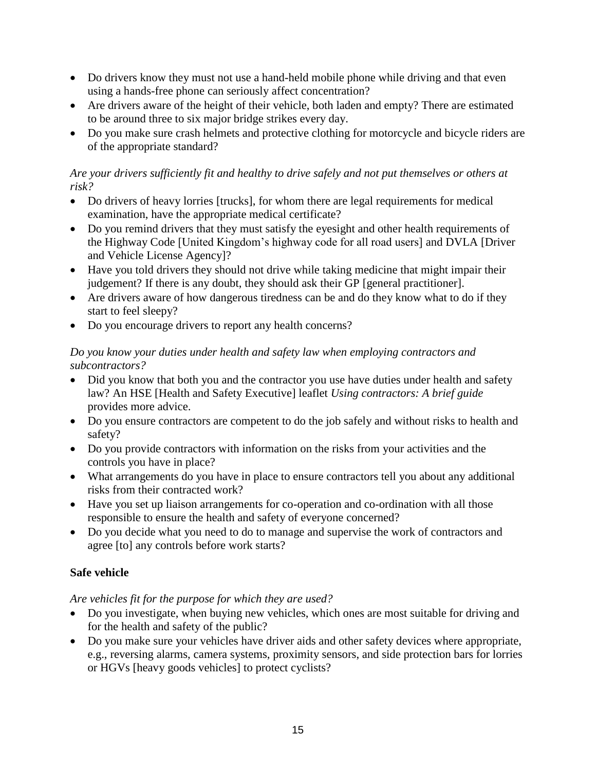- Do drivers know they must not use a hand-held mobile phone while driving and that even using a hands-free phone can seriously affect concentration?
- Are drivers aware of the height of their vehicle, both laden and empty? There are estimated to be around three to six major bridge strikes every day.
- Do you make sure crash helmets and protective clothing for motorcycle and bicycle riders are of the appropriate standard?

*Are your drivers sufficiently fit and healthy to drive safely and not put themselves or others at risk?*

- Do drivers of heavy lorries [trucks], for whom there are legal requirements for medical examination, have the appropriate medical certificate?
- Do you remind drivers that they must satisfy the eyesight and other health requirements of the Highway Code [United Kingdom's highway code for all road users] and DVLA [Driver and Vehicle License Agency]?
- Have you told drivers they should not drive while taking medicine that might impair their judgement? If there is any doubt, they should ask their GP [general practitioner].
- Are drivers aware of how dangerous tiredness can be and do they know what to do if they start to feel sleepy?
- Do you encourage drivers to report any health concerns?

*Do you know your duties under health and safety law when employing contractors and subcontractors?*

- Did you know that both you and the contractor you use have duties under health and safety law? An HSE [Health and Safety Executive] leaflet *Using contractors: A brief guide* provides more advice.
- Do you ensure contractors are competent to do the job safely and without risks to health and safety?
- Do you provide contractors with information on the risks from your activities and the controls you have in place?
- What arrangements do you have in place to ensure contractors tell you about any additional risks from their contracted work?
- Have you set up liaison arrangements for co-operation and co-ordination with all those responsible to ensure the health and safety of everyone concerned?
- Do you decide what you need to do to manage and supervise the work of contractors and agree [to] any controls before work starts?

**Safe vehicle**

*Are vehicles fit for the purpose for which they are used?*

- Do you investigate, when buying new vehicles, which ones are most suitable for driving and for the health and safety of the public?
- Do you make sure your vehicles have driver aids and other safety devices where appropriate, e.g., reversing alarms, camera systems, proximity sensors, and side protection bars for lorries or HGVs [heavy goods vehicles] to protect cyclists?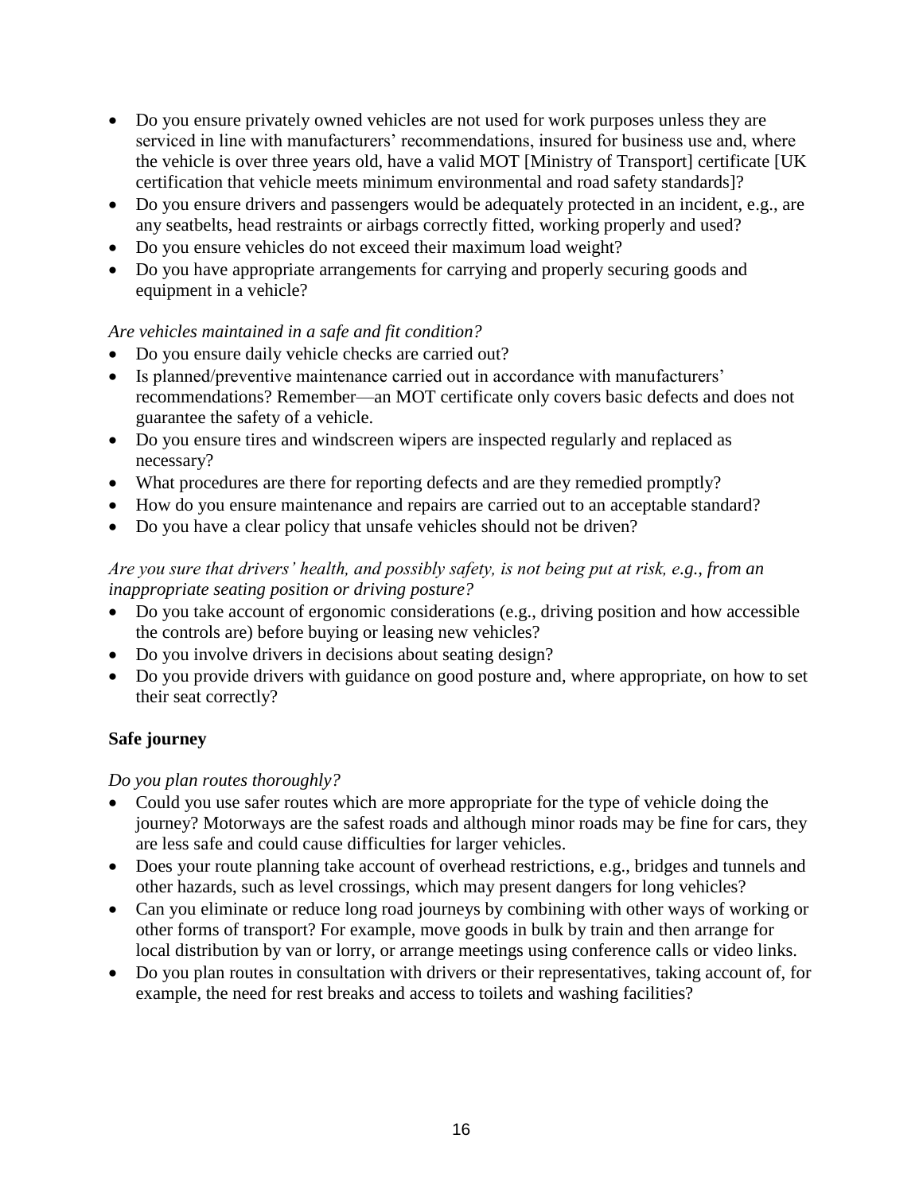- Do you ensure privately owned vehicles are not used for work purposes unless they are serviced in line with manufacturers' recommendations, insured for business use and, where the vehicle is over three years old, have a valid MOT [Ministry of Transport] certificate [UK certification that vehicle meets minimum environmental and road safety standards]?
- Do you ensure drivers and passengers would be adequately protected in an incident, e.g., are any seatbelts, head restraints or airbags correctly fitted, working properly and used?
- Do you ensure vehicles do not exceed their maximum load weight?
- Do you have appropriate arrangements for carrying and properly securing goods and equipment in a vehicle?

*Are vehicles maintained in a safe and fit condition?*

- Do you ensure daily vehicle checks are carried out?
- Is planned/preventive maintenance carried out in accordance with manufacturers' recommendations? Remember—an MOT certificate only covers basic defects and does not guarantee the safety of a vehicle.
- Do you ensure tires and windscreen wipers are inspected regularly and replaced as necessary?
- What procedures are there for reporting defects and are they remedied promptly?
- How do you ensure maintenance and repairs are carried out to an acceptable standard?
- Do you have a clear policy that unsafe vehicles should not be driven?

*Are you sure that drivers' health, and possibly safety, is not being put at risk, e.g., from an inappropriate seating position or driving posture?*

- Do you take account of ergonomic considerations (e.g., driving position and how accessible the controls are) before buying or leasing new vehicles?
- Do you involve drivers in decisions about seating design?
- Do you provide drivers with guidance on good posture and, where appropriate, on how to set their seat correctly?

**Safe journey**

*Do you plan routes thoroughly?*

- Could you use safer routes which are more appropriate for the type of vehicle doing the journey? Motorways are the safest roads and although minor roads may be fine for cars, they are less safe and could cause difficulties for larger vehicles.
- Does your route planning take account of overhead restrictions, e.g., bridges and tunnels and other hazards, such as level crossings, which may present dangers for long vehicles?
- Can you eliminate or reduce long road journeys by combining with other ways of working or other forms of transport? For example, move goods in bulk by train and then arrange for local distribution by van or lorry, or arrange meetings using conference calls or video links.
- Do you plan routes in consultation with drivers or their representatives, taking account of, for example, the need for rest breaks and access to toilets and washing facilities?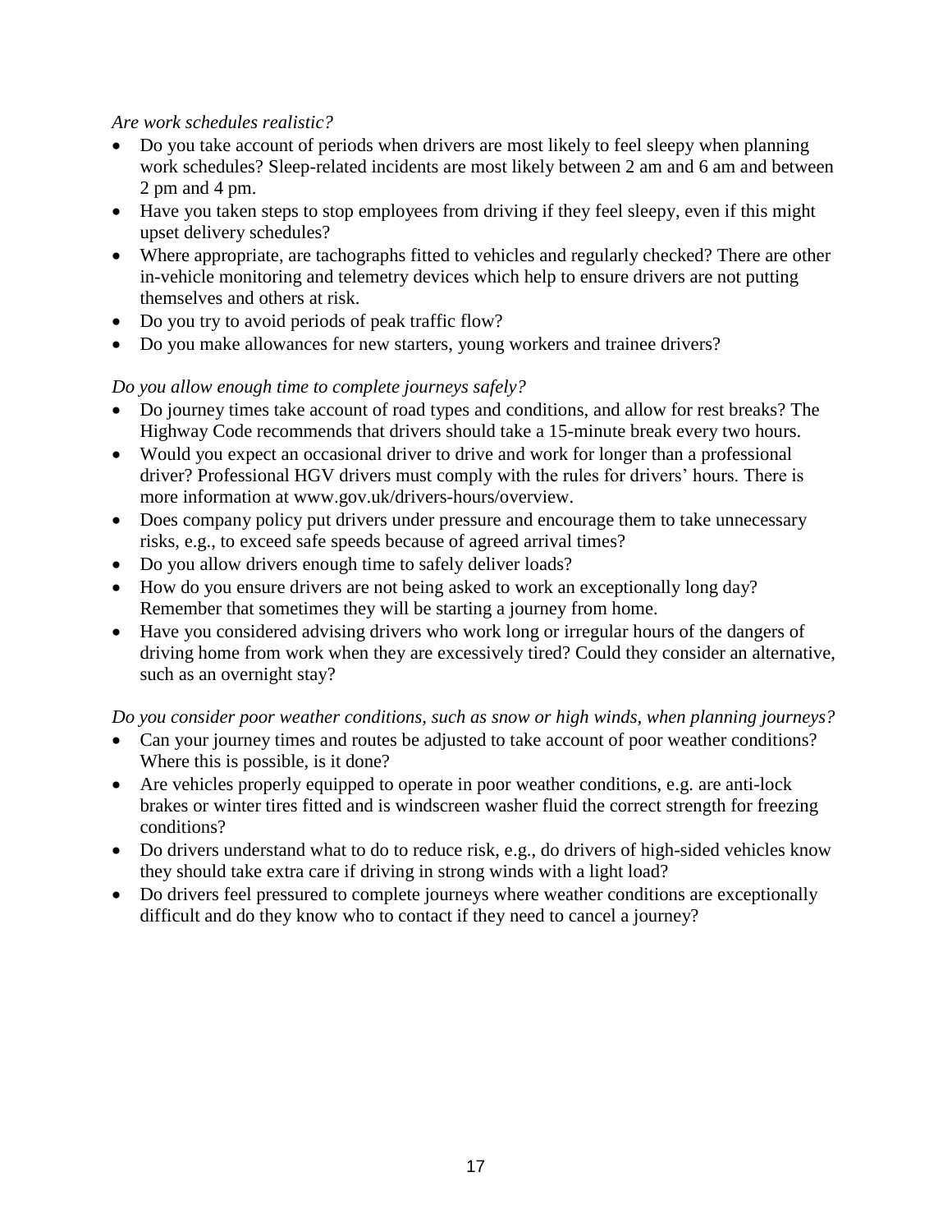*Are work schedules realistic?*

- Do you take account of periods when drivers are most likely to feel sleepy when planning work schedules? Sleep-related incidents are most likely between 2 am and 6 am and between 2 pm and 4 pm.
- Have you taken steps to stop employees from driving if they feel sleepy, even if this might upset delivery schedules?
- Where appropriate, are tachographs fitted to vehicles and regularly checked? There are other in-vehicle monitoring and telemetry devices which help to ensure drivers are not putting themselves and others at risk.
- Do you try to avoid periods of peak traffic flow?
- Do you make allowances for new starters, young workers and trainee drivers?

*Do you allow enough time to complete journeys safely?*

- Do journey times take account of road types and conditions, and allow for rest breaks? The Highway Code recommends that drivers should take a 15-minute break every two hours.
- Would you expect an occasional driver to drive and work for longer than a professional driver? Professional HGV drivers must comply with the rules for drivers' hours. There is more information at www.gov.uk/drivers-hours/overview.
- Does company policy put drivers under pressure and encourage them to take unnecessary risks, e.g., to exceed safe speeds because of agreed arrival times?
- Do you allow drivers enough time to safely deliver loads?
- How do you ensure drivers are not being asked to work an exceptionally long day? Remember that sometimes they will be starting a journey from home.
- Have you considered advising drivers who work long or irregular hours of the dangers of driving home from work when they are excessively tired? Could they consider an alternative, such as an overnight stay?

*Do you consider poor weather conditions, such as snow or high winds, when planning journeys?*

- Can your journey times and routes be adjusted to take account of poor weather conditions? Where this is possible, is it done?
- Are vehicles properly equipped to operate in poor weather conditions, e.g. are anti-lock brakes or winter tires fitted and is windscreen washer fluid the correct strength for freezing conditions?
- Do drivers understand what to do to reduce risk, e.g., do drivers of high-sided vehicles know they should take extra care if driving in strong winds with a light load?
- Do drivers feel pressured to complete journeys where weather conditions are exceptionally difficult and do they know who to contact if they need to cancel a journey?